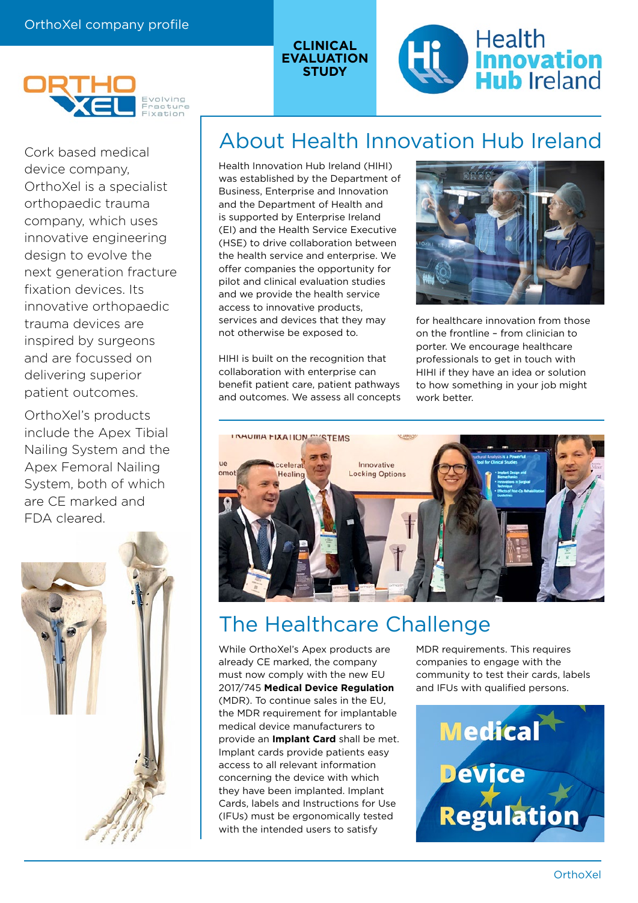OrthoXel company profile

CLINICAL EVALUATION STUDY

Cork based medical device company, OrthoXel is a specialist orthopaedic trauma company, which uses innovative engineering design to evolve the next generation fracture fixation devices. Its innovative orthopaedic trauma devices are inspired by surgeons and are focussed on delivering superior patient outcomes.

OrthoXel's products include the Apex Tibial Nailing System and the Apex Femoral Nailing System, both of which are CE marked and FDA cleared.

## About Health Innovation Hub Ireland

Health Innovation Hub Ireland (HIHI) was established by the Department of Business, Enterprise and Innovation and the Department of Health and is supported by Enterprise Ireland (EI) and the Health Service Executive (HSE) to drive collaboration between the health service and enterprise. We offer companies the opportunity for pilot and clinical evaluation studies and we provide the health service access to innovative products, services and devices that they may not otherwise be exposed to.

HIHI is built on the recognition that collaboration with enterprise can benefit patient care, patient pathways and outcomes. We assess all concepts for healthcare innovation from those on the frontline – from clinician to porter. We encourage healthcare professionals to get in touch with HIHI if they have an idea or solution to how something in your job might work better.

## The Healthcare Challenge

While OrthoXel's Apex products are already CE marked, the company must now comply with the new EU 2017/745 **Medical Device Regulation** (MDR). To continue sales in the EU, the MDR requirement for implantable medical device manufacturers to provide an **Implant Card** shall be met. Implant cards provide patients easy access to all relevant information concerning the device with which they have been implanted. Implant Cards, labels and Instructions for Use (IFUs) must be ergonomically tested with the intended users to satisfy MDR requirements. This requires companies to engage with the community to test their cards, labels and IFUs with qualified persons.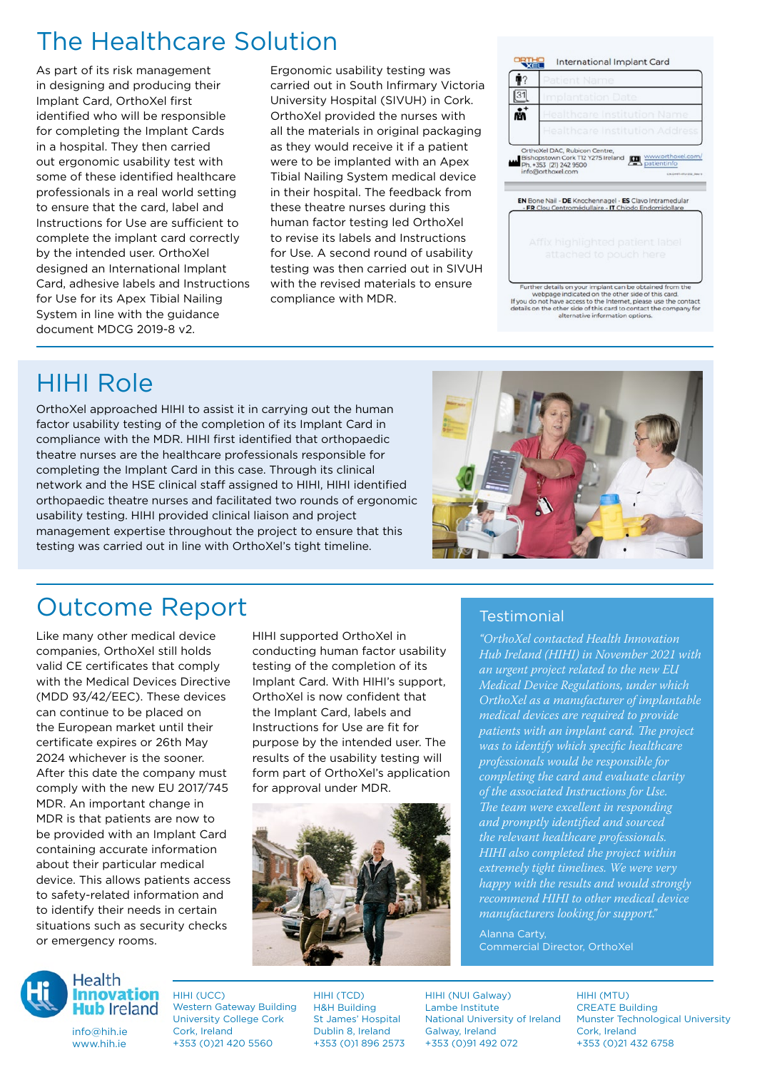# The Healthcare Solution

As part of its risk management in designing and producing their Implant Card, OrthoXel first identified who will be responsible for completing the Implant Cards in a hospital. They then carried out ergonomic usability test with some of these identified healthcare professionals in a real world setting to ensure that the card, label and Instructions for Use are sufficient to complete the implant card correctly by the intended user. OrthoXel designed an International Implant Card, adhesive labels and Instructions for Use for its Apex Tibial Nailing System in line with the guidance document MDCG 2019-8 v2.

Ergonomic usability testing was carried out in South Infirmary Victoria University Hospital (SIVUH) in Cork. OrthoXel provided the nurses with all the materials in original packaging as they would receive it if a patient were to be implanted with an Apex Tibial Nailing System medical device in their hospital. The feedback from these theatre nurses during this human factor testing led OrthoXel to revise its labels and Instructions for Use. A second round of usability testing was then carried out in SIVUH with the revised materials to ensure compliance with MDR.

International Implant Card

Patient Name

Implantation Date

Healthcare Institution Name

Healthcare Institution Address

OrthoXel DAC, Rubicon Centre, Bishopstown Cork T12 Y275 Ireland
Ph. +353 (21) 242 9500
info@orthoxel.com

www.orthoxel.com/patientinfo

**EN** Bone Nail - **DE** Knochennagel - **ES** Clavo Intramedular - **FR** Clou Centromédullaire - **IT** Chiodo Endomidollare

Affix highlighted patient label attached to pouch here

Further details on your implant can be obtained from the webpage indicated on the other side of this card.
If you do not have access to the Internet, please use the contact details on the other side of this card to contact the company for alternative information options.

# HIHI Role

OrthoXel approached HIHI to assist it in carrying out the human factor usability testing of the completion of its Implant Card in compliance with the MDR. HIHI first identified that orthopaedic theatre nurses are the healthcare professionals responsible for completing the Implant Card in this case. Through its clinical network and the HSE clinical staff assigned to HIHI, HIHI identified orthopaedic theatre nurses and facilitated two rounds of ergonomic usability testing. HIHI provided clinical liaison and project management expertise throughout the project to ensure that this testing was carried out in line with OrthoXel's tight timeline.

# Outcome Report

Like many other medical device companies, OrthoXel still holds valid CE certificates that comply with the Medical Devices Directive (MDD 93/42/EEC). These devices can continue to be placed on the European market until their certificate expires or 26th May 2024 whichever is the sooner. After this date the company must comply with the new EU 2017/745 MDR. An important change in MDR is that patients are now to be provided with an Implant Card containing accurate information about their particular medical device. This allows patients access to safety-related information and to identify their needs in certain situations such as security checks or emergency rooms.

HIHI supported OrthoXel in conducting human factor usability testing of the completion of its Implant Card. With HIHI's support, OrthoXel is now confident that the Implant Card, labels and Instructions for Use are fit for purpose by the intended user. The results of the usability testing will form part of OrthoXel's application for approval under MDR.

## Testimonial

*"OrthoXel contacted Health Innovation Hub Ireland (HIHI) in November 2021 with an urgent project related to the new EU Medical Device Regulations, under which OrthoXel as a manufacturer of implantable medical devices are required to provide patients with an implant card. The project was to identify which specific healthcare professionals would be responsible for completing the card and evaluate clarity of the associated Instructions for Use. The team were excellent in responding and promptly identified and sourced the relevant healthcare professionals. HIHI also completed the project within extremely tight timelines. We were very happy with the results and would strongly recommend HIHI to other medical device manufacturers looking for support."*

Alanna Carty,
Commercial Director, OrthoXel

Health Innovation Hub Ireland
info@hih.ie
www.hih.ie

HIHI (UCC)
Western Gateway Building
University College Cork
Cork, Ireland
+353 (0)21 420 5560

HIHI (TCD)
H&H Building
St James' Hospital
Dublin 8, Ireland
+353 (0)1 896 2573

HIHI (NUI Galway)
Lambe Institute
National University of Ireland
Galway, Ireland
+353 (0)91 492 072

HIHI (MTU)
CREATE Building
Munster Technological University
Cork, Ireland
+353 (0)21 432 6758